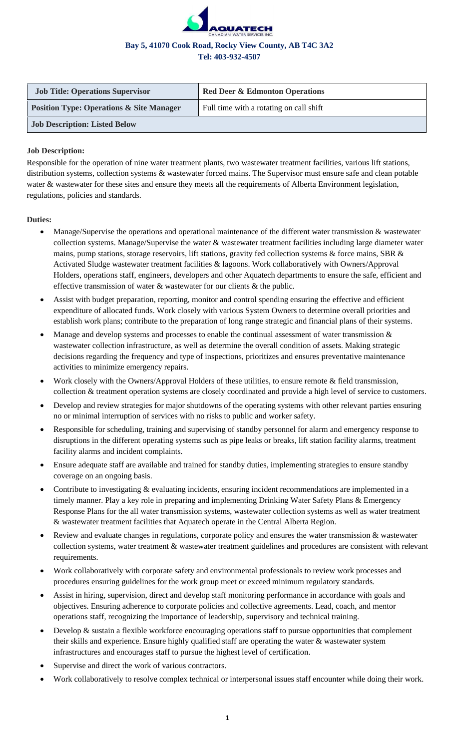**AQUATECH**
CANADIAN WATER SERVICES INC.

**Bay 5, 41070 Cook Road, Rocky View County, AB T4C 3A2**
**Tel: 403-932-4507**

| Job Title: Operations Supervisor | Red Deer & Edmonton Operations |
|---|---|
| **Position Type: Operations & Site Manager** | Full time with a rotating on call shift |
| **Job Description: Listed Below** | |

**Job Description:**

Responsible for the operation of nine water treatment plants, two wastewater treatment facilities, various lift stations, distribution systems, collection systems & wastewater forced mains. The Supervisor must ensure safe and clean potable water & wastewater for these sites and ensure they meets all the requirements of Alberta Environment legislation, regulations, policies and standards.

**Duties:**

- Manage/Supervise the operations and operational maintenance of the different water transmission & wastewater collection systems. Manage/Supervise the water & wastewater treatment facilities including large diameter water mains, pump stations, storage reservoirs, lift stations, gravity fed collection systems & force mains, SBR & Activated Sludge wastewater treatment facilities & lagoons. Work collaboratively with Owners/Approval Holders, operations staff, engineers, developers and other Aquatech departments to ensure the safe, efficient and effective transmission of water & wastewater for our clients & the public.
- Assist with budget preparation, reporting, monitor and control spending ensuring the effective and efficient expenditure of allocated funds. Work closely with various System Owners to determine overall priorities and establish work plans; contribute to the preparation of long range strategic and financial plans of their systems.
- Manage and develop systems and processes to enable the continual assessment of water transmission & wastewater collection infrastructure, as well as determine the overall condition of assets. Making strategic decisions regarding the frequency and type of inspections, prioritizes and ensures preventative maintenance activities to minimize emergency repairs.
- Work closely with the Owners/Approval Holders of these utilities, to ensure remote & field transmission, collection & treatment operation systems are closely coordinated and provide a high level of service to customers.
- Develop and review strategies for major shutdowns of the operating systems with other relevant parties ensuring no or minimal interruption of services with no risks to public and worker safety.
- Responsible for scheduling, training and supervising of standby personnel for alarm and emergency response to disruptions in the different operating systems such as pipe leaks or breaks, lift station facility alarms, treatment facility alarms and incident complaints.
- Ensure adequate staff are available and trained for standby duties, implementing strategies to ensure standby coverage on an ongoing basis.
- Contribute to investigating & evaluating incidents, ensuring incident recommendations are implemented in a timely manner. Play a key role in preparing and implementing Drinking Water Safety Plans & Emergency Response Plans for the all water transmission systems, wastewater collection systems as well as water treatment & wastewater treatment facilities that Aquatech operate in the Central Alberta Region.
- Review and evaluate changes in regulations, corporate policy and ensures the water transmission & wastewater collection systems, water treatment & wastewater treatment guidelines and procedures are consistent with relevant requirements.
- Work collaboratively with corporate safety and environmental professionals to review work processes and procedures ensuring guidelines for the work group meet or exceed minimum regulatory standards.
- Assist in hiring, supervision, direct and develop staff monitoring performance in accordance with goals and objectives. Ensuring adherence to corporate policies and collective agreements. Lead, coach, and mentor operations staff, recognizing the importance of leadership, supervisory and technical training.
- Develop & sustain a flexible workforce encouraging operations staff to pursue opportunities that complement their skills and experience. Ensure highly qualified staff are operating the water & wastewater system infrastructures and encourages staff to pursue the highest level of certification.
- Supervise and direct the work of various contractors.
- Work collaboratively to resolve complex technical or interpersonal issues staff encounter while doing their work.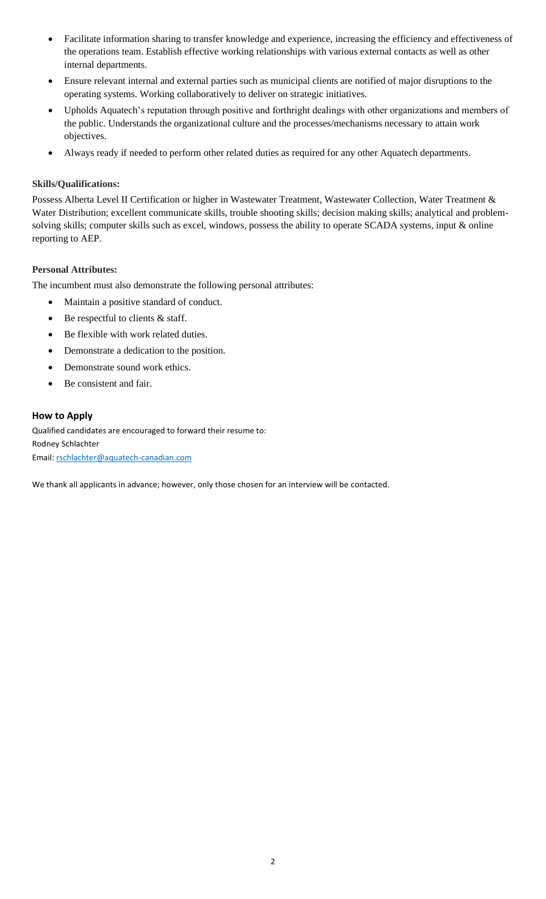- Facilitate information sharing to transfer knowledge and experience, increasing the efficiency and effectiveness of the operations team. Establish effective working relationships with various external contacts as well as other internal departments.
- Ensure relevant internal and external parties such as municipal clients are notified of major disruptions to the operating systems. Working collaboratively to deliver on strategic initiatives.
- Upholds Aquatech's reputation through positive and forthright dealings with other organizations and members of the public. Understands the organizational culture and the processes/mechanisms necessary to attain work objectives.
- Always ready if needed to perform other related duties as required for any other Aquatech departments.

**Skills/Qualifications:**

Possess Alberta Level II Certification or higher in Wastewater Treatment, Wastewater Collection, Water Treatment & Water Distribution; excellent communicate skills, trouble shooting skills; decision making skills; analytical and problem-solving skills; computer skills such as excel, windows, possess the ability to operate SCADA systems, input & online reporting to AEP.

**Personal Attributes:**

The incumbent must also demonstrate the following personal attributes:

- Maintain a positive standard of conduct.
- Be respectful to clients & staff.
- Be flexible with work related duties.
- Demonstrate a dedication to the position.
- Demonstrate sound work ethics.
- Be consistent and fair.

## How to Apply

Qualified candidates are encouraged to forward their resume to:
Rodney Schlachter
Email: rschlachter@aquatech-canadian.com

We thank all applicants in advance; however, only those chosen for an interview will be contacted.